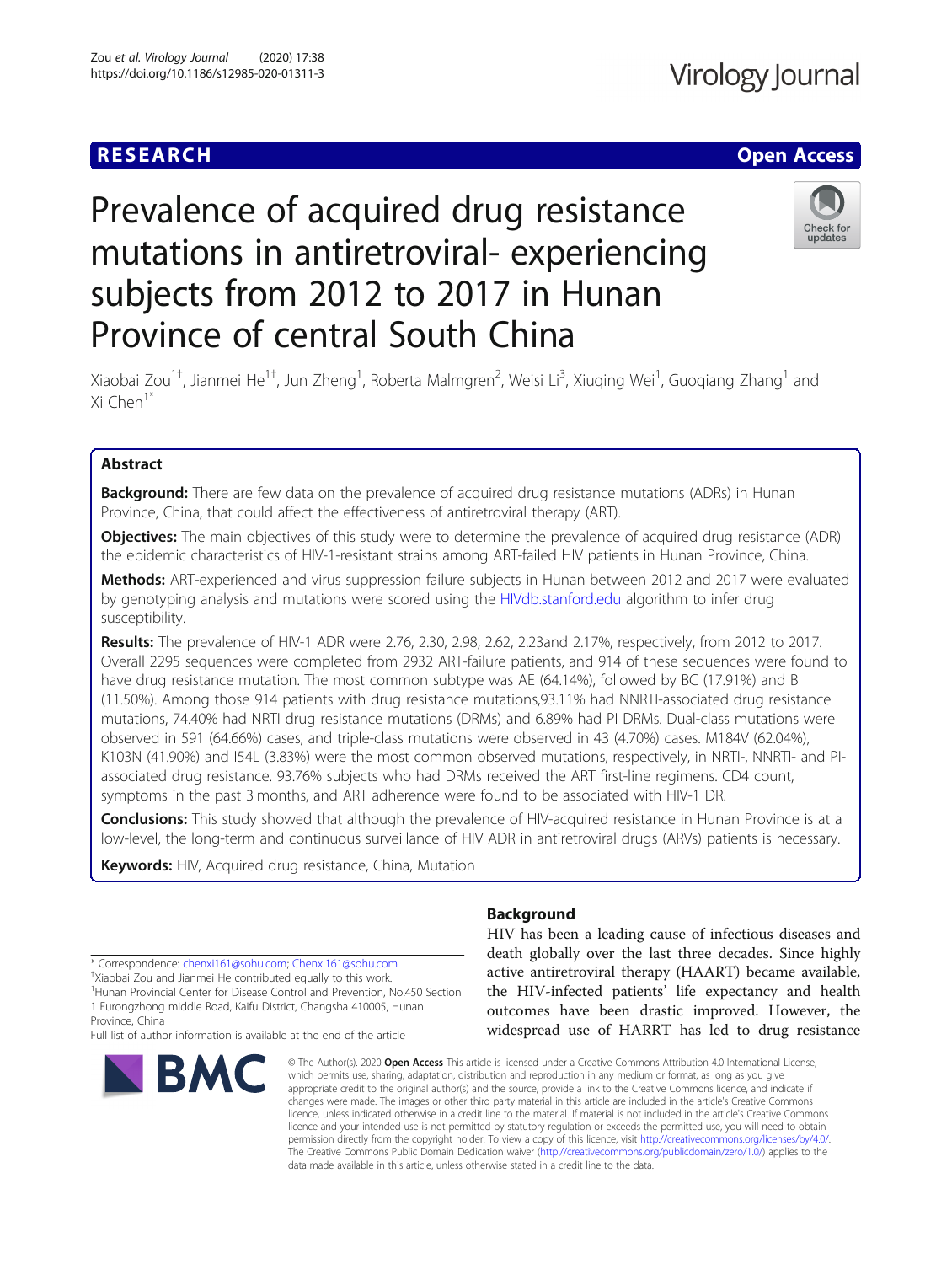RESEARCH | Open Access

# Prevalence of acquired drug resistance mutations in antiretroviral- experiencing subjects from 2012 to 2017 in Hunan Province of central South China

Xiaobai Zou[1†], Jianmei He[1†], Jun Zheng[1], Roberta Malmgren[2], Weisi Li[3], Xiuqing Wei[1], Guoqiang Zhang[1] and Xi Chen[1*]

## Abstract

**Background:** There are few data on the prevalence of acquired drug resistance mutations (ADRs) in Hunan Province, China, that could affect the effectiveness of antiretroviral therapy (ART).

**Objectives:** The main objectives of this study were to determine the prevalence of acquired drug resistance (ADR) the epidemic characteristics of HIV-1-resistant strains among ART-failed HIV patients in Hunan Province, China.

**Methods:** ART-experienced and virus suppression failure subjects in Hunan between 2012 and 2017 were evaluated by genotyping analysis and mutations were scored using the HIVdb.stanford.edu algorithm to infer drug susceptibility.

**Results:** The prevalence of HIV-1 ADR were 2.76, 2.30, 2.98, 2.62, 2.23and 2.17%, respectively, from 2012 to 2017. Overall 2295 sequences were completed from 2932 ART-failure patients, and 914 of these sequences were found to have drug resistance mutation. The most common subtype was AE (64.14%), followed by BC (17.91%) and B (11.50%). Among those 914 patients with drug resistance mutations,93.11% had NNRTI-associated drug resistance mutations, 74.40% had NRTI drug resistance mutations (DRMs) and 6.89% had PI DRMs. Dual-class mutations were observed in 591 (64.66%) cases, and triple-class mutations were observed in 43 (4.70%) cases. M184V (62.04%), K103N (41.90%) and I54L (3.83%) were the most common observed mutations, respectively, in NRTI-, NNRTI- and PI-associated drug resistance. 93.76% subjects who had DRMs received the ART first-line regimens. CD4 count, symptoms in the past 3 months, and ART adherence were found to be associated with HIV-1 DR.

**Conclusions:** This study showed that although the prevalence of HIV-acquired resistance in Hunan Province is at a low-level, the long-term and continuous surveillance of HIV ADR in antiretroviral drugs (ARVs) patients is necessary.

**Keywords:** HIV, Acquired drug resistance, China, Mutation

## Background

HIV has been a leading cause of infectious diseases and death globally over the last three decades. Since highly active antiretroviral therapy (HAART) became available, the HIV-infected patients' life expectancy and health outcomes have been drastic improved. However, the widespread use of HARRT has led to drug resistance

---

* Correspondence: chenxi161@sohu.com; Chenxi161@sohu.com

†Xiaobai Zou and Jianmei He contributed equally to this work.

[1]Hunan Provincial Center for Disease Control and Prevention, No.450 Section 1 Furongzhong middle Road, Kaifu District, Changsha 410005, Hunan Province, China

Full list of author information is available at the end of the article

© The Author(s). 2020 **Open Access** This article is licensed under a Creative Commons Attribution 4.0 International License, which permits use, sharing, adaptation, distribution and reproduction in any medium or format, as long as you give appropriate credit to the original author(s) and the source, provide a link to the Creative Commons licence, and indicate if changes were made. The images or other third party material in this article are included in the article's Creative Commons licence, unless indicated otherwise in a credit line to the material. If material is not included in the article's Creative Commons licence and your intended use is not permitted by statutory regulation or exceeds the permitted use, you will need to obtain permission directly from the copyright holder. To view a copy of this licence, visit http://creativecommons.org/licenses/by/4.0/. The Creative Commons Public Domain Dedication waiver (http://creativecommons.org/publicdomain/zero/1.0/) applies to the data made available in this article, unless otherwise stated in a credit line to the data.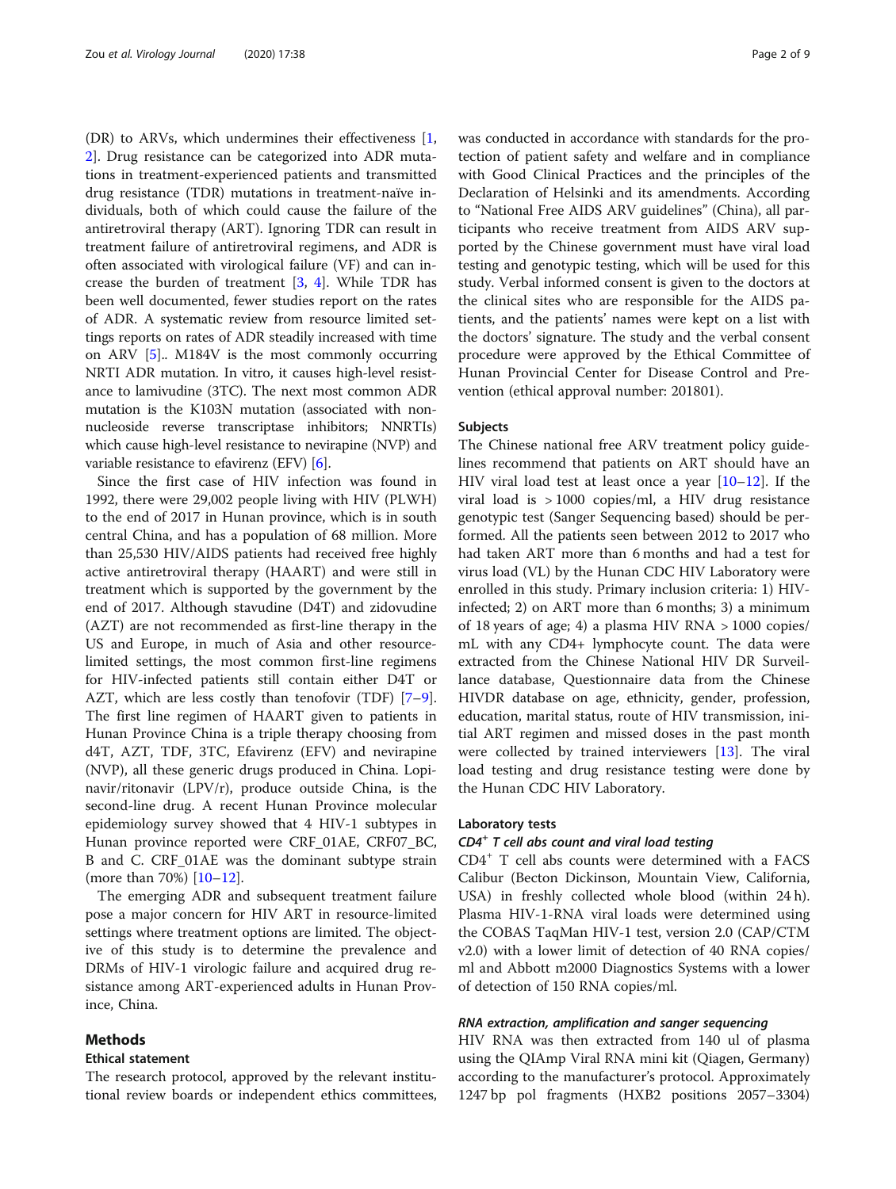(DR) to ARVs, which undermines their effectiveness [1, 2]. Drug resistance can be categorized into ADR mutations in treatment-experienced patients and transmitted drug resistance (TDR) mutations in treatment-naïve individuals, both of which could cause the failure of the antiretroviral therapy (ART). Ignoring TDR can result in treatment failure of antiretroviral regimens, and ADR is often associated with virological failure (VF) and can increase the burden of treatment [3, 4]. While TDR has been well documented, fewer studies report on the rates of ADR. A systematic review from resource limited settings reports on rates of ADR steadily increased with time on ARV [5].. M184V is the most commonly occurring NRTI ADR mutation. In vitro, it causes high-level resistance to lamivudine (3TC). The next most common ADR mutation is the K103N mutation (associated with non-nucleoside reverse transcriptase inhibitors; NNRTIs) which cause high-level resistance to nevirapine (NVP) and variable resistance to efavirenz (EFV) [6].

Since the first case of HIV infection was found in 1992, there were 29,002 people living with HIV (PLWH) to the end of 2017 in Hunan province, which is in south central China, and has a population of 68 million. More than 25,530 HIV/AIDS patients had received free highly active antiretroviral therapy (HAART) and were still in treatment which is supported by the government by the end of 2017. Although stavudine (D4T) and zidovudine (AZT) are not recommended as first-line therapy in the US and Europe, in much of Asia and other resource-limited settings, the most common first-line regimens for HIV-infected patients still contain either D4T or AZT, which are less costly than tenofovir (TDF) [7–9]. The first line regimen of HAART given to patients in Hunan Province China is a triple therapy choosing from d4T, AZT, TDF, 3TC, Efavirenz (EFV) and nevirapine (NVP), all these generic drugs produced in China. Lopinavir/ritonavir (LPV/r), produce outside China, is the second-line drug. A recent Hunan Province molecular epidemiology survey showed that 4 HIV-1 subtypes in Hunan province reported were CRF_01AE, CRF07_BC, B and C. CRF_01AE was the dominant subtype strain (more than 70%) [10–12].

The emerging ADR and subsequent treatment failure pose a major concern for HIV ART in resource-limited settings where treatment options are limited. The objective of this study is to determine the prevalence and DRMs of HIV-1 virologic failure and acquired drug resistance among ART-experienced adults in Hunan Province, China.

## Methods

### Ethical statement

The research protocol, approved by the relevant institutional review boards or independent ethics committees, was conducted in accordance with standards for the protection of patient safety and welfare and in compliance with Good Clinical Practices and the principles of the Declaration of Helsinki and its amendments. According to "National Free AIDS ARV guidelines" (China), all participants who receive treatment from AIDS ARV supported by the Chinese government must have viral load testing and genotypic testing, which will be used for this study. Verbal informed consent is given to the doctors at the clinical sites who are responsible for the AIDS patients, and the patients' names were kept on a list with the doctors' signature. The study and the verbal consent procedure were approved by the Ethical Committee of Hunan Provincial Center for Disease Control and Prevention (ethical approval number: 201801).

### Subjects

The Chinese national free ARV treatment policy guidelines recommend that patients on ART should have an HIV viral load test at least once a year [10–12]. If the viral load is > 1000 copies/ml, a HIV drug resistance genotypic test (Sanger Sequencing based) should be performed. All the patients seen between 2012 to 2017 who had taken ART more than 6 months and had a test for virus load (VL) by the Hunan CDC HIV Laboratory were enrolled in this study. Primary inclusion criteria: 1) HIV-infected; 2) on ART more than 6 months; 3) a minimum of 18 years of age; 4) a plasma HIV RNA > 1000 copies/mL with any CD4+ lymphocyte count. The data were extracted from the Chinese National HIV DR Surveillance database, Questionnaire data from the Chinese HIVDR database on age, ethnicity, gender, profession, education, marital status, route of HIV transmission, initial ART regimen and missed doses in the past month were collected by trained interviewers [13]. The viral load testing and drug resistance testing were done by the Hunan CDC HIV Laboratory.

### Laboratory tests

#### *$CD4^+$ T cell abs count and viral load testing*

$CD4^+$ T cell abs counts were determined with a FACS Calibur (Becton Dickinson, Mountain View, California, USA) in freshly collected whole blood (within 24 h). Plasma HIV-1-RNA viral loads were determined using the COBAS TaqMan HIV-1 test, version 2.0 (CAP/CTM v2.0) with a lower limit of detection of 40 RNA copies/ml and Abbott m2000 Diagnostics Systems with a lower of detection of 150 RNA copies/ml.

#### *RNA extraction, amplification and sanger sequencing*

HIV RNA was then extracted from 140 ul of plasma using the QIAmp Viral RNA mini kit (Qiagen, Germany) according to the manufacturer's protocol. Approximately 1247 bp pol fragments (HXB2 positions 2057–3304)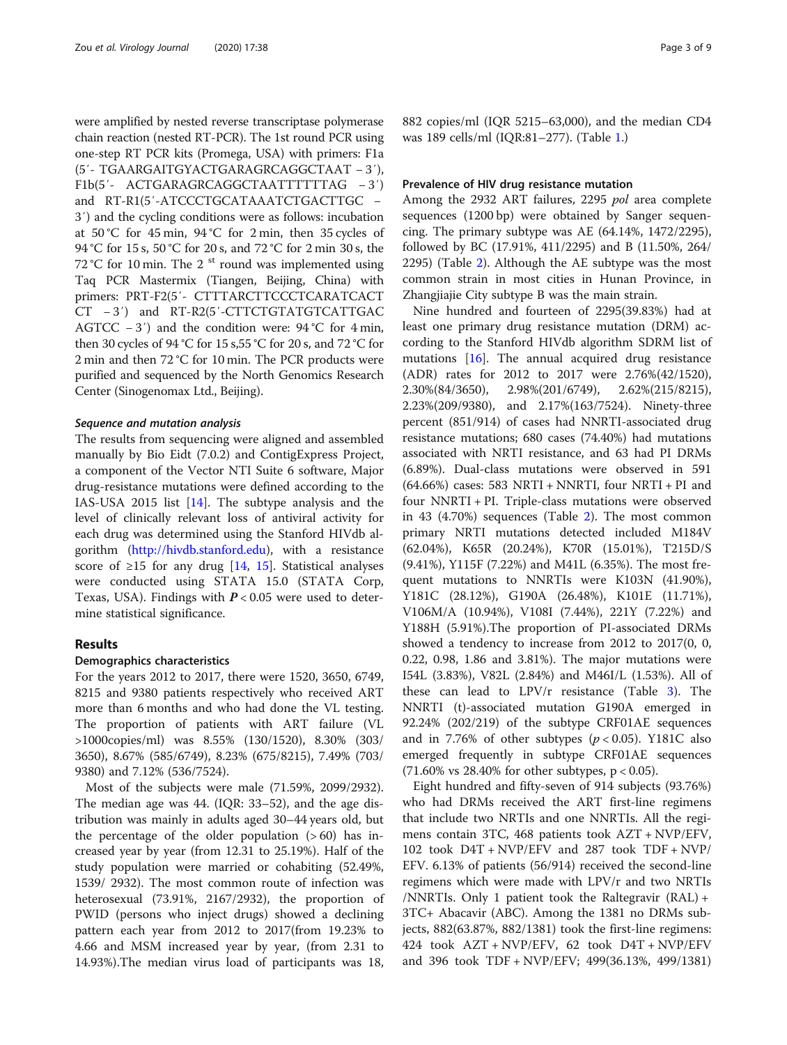were amplified by nested reverse transcriptase polymerase chain reaction (nested RT-PCR). The 1st round PCR using one-step RT PCR kits (Promega, USA) with primers: F1a (5′- TGAARGAITGYACTGARAGRCAGGCTAAT – 3′), F1b(5′- ACTGARAGRCAGGCTAATTTTTTAG – 3′) and RT-R1(5′-ATCCCTGCATAAATCTGACTTGC – 3′) and the cycling conditions were as follows: incubation at 50 °C for 45 min, 94 °C for 2 min, then 35 cycles of 94 °C for 15 s, 50 °C for 20 s, and 72 °C for 2 min 30 s, the 72 °C for 10 min. The 2 [st] round was implemented using Taq PCR Mastermix (Tiangen, Beijing, China) with primers: PRT-F2(5′- CTTTARCTTCCCTCARATCACT CT – 3′) and RT-R2(5′-CTTCTGTATGTCATTGAC AGTCC – 3′) and the condition were: 94 °C for 4 min, then 30 cycles of 94 °C for 15 s,55 °C for 20 s, and 72 °C for 2 min and then 72 °C for 10 min. The PCR products were purified and sequenced by the North Genomics Research Center (Sinogenomax Ltd., Beijing).

### *Sequence and mutation analysis*

The results from sequencing were aligned and assembled manually by Bio Eidt (7.0.2) and ContigExpress Project, a component of the Vector NTI Suite 6 software, Major drug-resistance mutations were defined according to the IAS-USA 2015 list [14]. The subtype analysis and the level of clinically relevant loss of antiviral activity for each drug was determined using the Stanford HIVdb algorithm (http://hivdb.stanford.edu), with a resistance score of ≥15 for any drug [14, 15]. Statistical analyses were conducted using STATA 15.0 (STATA Corp, Texas, USA). Findings with $P < 0.05$ were used to determine statistical significance.

## Results

### Demographics characteristics

For the years 2012 to 2017, there were 1520, 3650, 6749, 8215 and 9380 patients respectively who received ART more than 6 months and who had done the VL testing. The proportion of patients with ART failure (VL >1000copies/ml) was 8.55% (130/1520), 8.30% (303/3650), 8.67% (585/6749), 8.23% (675/8215), 7.49% (703/9380) and 7.12% (536/7524).

Most of the subjects were male (71.59%, 2099/2932). The median age was 44. (IQR: 33–52), and the age distribution was mainly in adults aged 30–44 years old, but the percentage of the older population (> 60) has increased year by year (from 12.31 to 25.19%). Half of the study population were married or cohabiting (52.49%, 1539/ 2932). The most common route of infection was heterosexual (73.91%, 2167/2932), the proportion of PWID (persons who inject drugs) showed a declining pattern each year from 2012 to 2017(from 19.23% to 4.66 and MSM increased year by year, (from 2.31 to 14.93%).The median virus load of participants was 18, 882 copies/ml (IQR 5215–63,000), and the median CD4 was 189 cells/ml (IQR:81–277). (Table 1.)

### Prevalence of HIV drug resistance mutation

Among the 2932 ART failures, 2295 *pol* area complete sequences (1200 bp) were obtained by Sanger sequencing. The primary subtype was AE (64.14%, 1472/2295), followed by BC (17.91%, 411/2295) and B (11.50%, 264/2295) (Table 2). Although the AE subtype was the most common strain in most cities in Hunan Province, in Zhangjiajie City subtype B was the main strain.

Nine hundred and fourteen of 2295(39.83%) had at least one primary drug resistance mutation (DRM) according to the Stanford HIVdb algorithm SDRM list of mutations [16]. The annual acquired drug resistance (ADR) rates for 2012 to 2017 were 2.76%(42/1520), 2.30%(84/3650), 2.98%(201/6749), 2.62%(215/8215), 2.23%(209/9380), and 2.17%(163/7524). Ninety-three percent (851/914) of cases had NNRTI-associated drug resistance mutations; 680 cases (74.40%) had mutations associated with NRTI resistance, and 63 had PI DRMs (6.89%). Dual-class mutations were observed in 591 (64.66%) cases: 583 NRTI + NNRTI, four NRTI + PI and four NNRTI + PI. Triple-class mutations were observed in 43 (4.70%) sequences (Table 2). The most common primary NRTI mutations detected included M184V (62.04%), K65R (20.24%), K70R (15.01%), T215D/S (9.41%), Y115F (7.22%) and M41L (6.35%). The most frequent mutations to NNRTIs were K103N (41.90%), Y181C (28.12%), G190A (26.48%), K101E (11.71%), V106M/A (10.94%), V108I (7.44%), 221Y (7.22%) and Y188H (5.91%).The proportion of PI-associated DRMs showed a tendency to increase from 2012 to 2017(0, 0, 0.22, 0.98, 1.86 and 3.81%). The major mutations were I54L (3.83%), V82L (2.84%) and M46I/L (1.53%). All of these can lead to LPV/r resistance (Table 3). The NNRTI (t)-associated mutation G190A emerged in 92.24% (202/219) of the subtype CRF01AE sequences and in 7.76% of other subtypes ($p < 0.05$). Y181C also emerged frequently in subtype CRF01AE sequences (71.60% vs 28.40% for other subtypes, $p < 0.05$).

Eight hundred and fifty-seven of 914 subjects (93.76%) who had DRMs received the ART first-line regimens that include two NRTIs and one NNRTIs. All the regimens contain 3TC, 468 patients took AZT + NVP/EFV, 102 took D4T + NVP/EFV and 287 took TDF + NVP/EFV. 6.13% of patients (56/914) received the second-line regimens which were made with LPV/r and two NRTIs /NNRTIs. Only 1 patient took the Raltegravir (RAL) + 3TC+ Abacavir (ABC). Among the 1381 no DRMs subjects, 882(63.87%, 882/1381) took the first-line regimens: 424 took AZT + NVP/EFV, 62 took D4T + NVP/EFV and 396 took TDF + NVP/EFV; 499(36.13%, 499/1381)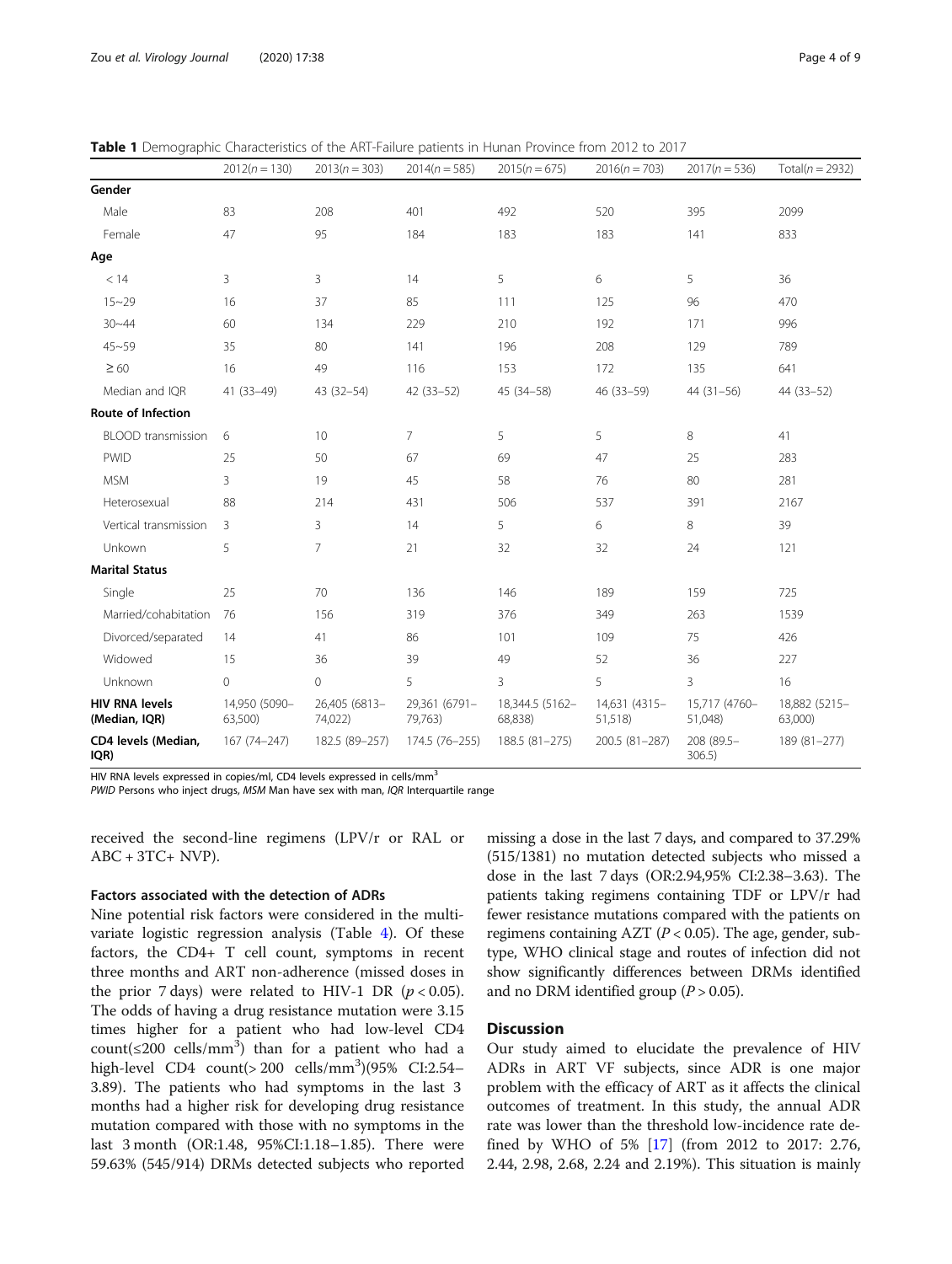**Table 1** Demographic Characteristics of the ART-Failure patients in Hunan Province from 2012 to 2017

| | 2012(n = 130) | 2013(n = 303) | 2014(n = 585) | 2015(n = 675) | 2016(n = 703) | 2017(n = 536) | Total(n = 2932) |
|---|---|---|---|---|---|---|---|
| **Gender** | | | | | | | |
| Male | 83 | 208 | 401 | 492 | 520 | 395 | 2099 |
| Female | 47 | 95 | 184 | 183 | 183 | 141 | 833 |
| **Age** | | | | | | | |
| < 14 | 3 | 3 | 14 | 5 | 6 | 5 | 36 |
| 15~29 | 16 | 37 | 85 | 111 | 125 | 96 | 470 |
| 30~44 | 60 | 134 | 229 | 210 | 192 | 171 | 996 |
| 45~59 | 35 | 80 | 141 | 196 | 208 | 129 | 789 |
| ≥ 60 | 16 | 49 | 116 | 153 | 172 | 135 | 641 |
| Median and IQR | 41 (33–49) | 43 (32–54) | 42 (33–52) | 45 (34–58) | 46 (33–59) | 44 (31–56) | 44 (33–52) |
| **Route of Infection** | | | | | | | |
| BLOOD transmission | 6 | 10 | 7 | 5 | 5 | 8 | 41 |
| PWID | 25 | 50 | 67 | 69 | 47 | 25 | 283 |
| MSM | 3 | 19 | 45 | 58 | 76 | 80 | 281 |
| Heterosexual | 88 | 214 | 431 | 506 | 537 | 391 | 2167 |
| Vertical transmission | 3 | 3 | 14 | 5 | 6 | 8 | 39 |
| Unkown | 5 | 7 | 21 | 32 | 32 | 24 | 121 |
| **Marital Status** | | | | | | | |
| Single | 25 | 70 | 136 | 146 | 189 | 159 | 725 |
| Married/cohabitation | 76 | 156 | 319 | 376 | 349 | 263 | 1539 |
| Divorced/separated | 14 | 41 | 86 | 101 | 109 | 75 | 426 |
| Widowed | 15 | 36 | 39 | 49 | 52 | 36 | 227 |
| Unknown | 0 | 0 | 5 | 3 | 5 | 3 | 16 |
| **HIV RNA levels (Median, IQR)** | 14,950 (5090–63,500) | 26,405 (6813–74,022) | 29,361 (6791–79,763) | 18,344.5 (5162–68,838) | 14,631 (4315–51,518) | 15,717 (4760–51,048) | 18,882 (5215–63,000) |
| **CD4 levels (Median, IQR)** | 167 (74–247) | 182.5 (89–257) | 174.5 (76–255) | 188.5 (81–275) | 200.5 (81–287) | 208 (89.5–306.5) | 189 (81–277) |

HIV RNA levels expressed in copies/ml, CD4 levels expressed in cells/mm$^3$

*PWID* Persons who inject drugs, *MSM* Man have sex with man, *IQR* Interquartile range

received the second-line regimens (LPV/r or RAL or ABC + 3TC+ NVP).

### Factors associated with the detection of ADRs

Nine potential risk factors were considered in the multivariate logistic regression analysis (Table 4). Of these factors, the CD4+ T cell count, symptoms in recent three months and ART non-adherence (missed doses in the prior 7 days) were related to HIV-1 DR ($p < 0.05$). The odds of having a drug resistance mutation were 3.15 times higher for a patient who had low-level CD4 count(≤200 cells/mm$^3$) than for a patient who had a high-level CD4 count(> 200 cells/mm$^3$)(95% CI:2.54–3.89). The patients who had symptoms in the last 3 months had a higher risk for developing drug resistance mutation compared with those with no symptoms in the last 3 month (OR:1.48, 95%CI:1.18–1.85). There were 59.63% (545/914) DRMs detected subjects who reported missing a dose in the last 7 days, and compared to 37.29% (515/1381) no mutation detected subjects who missed a dose in the last 7 days (OR:2.94,95% CI:2.38–3.63). The patients taking regimens containing TDF or LPV/r had fewer resistance mutations compared with the patients on regimens containing AZT ($P < 0.05$). The age, gender, subtype, WHO clinical stage and routes of infection did not show significantly differences between DRMs identified and no DRM identified group ($P > 0.05$).

## Discussion

Our study aimed to elucidate the prevalence of HIV ADRs in ART VF subjects, since ADR is one major problem with the efficacy of ART as it affects the clinical outcomes of treatment. In this study, the annual ADR rate was lower than the threshold low-incidence rate defined by WHO of 5% [17] (from 2012 to 2017: 2.76, 2.44, 2.98, 2.68, 2.24 and 2.19%). This situation is mainly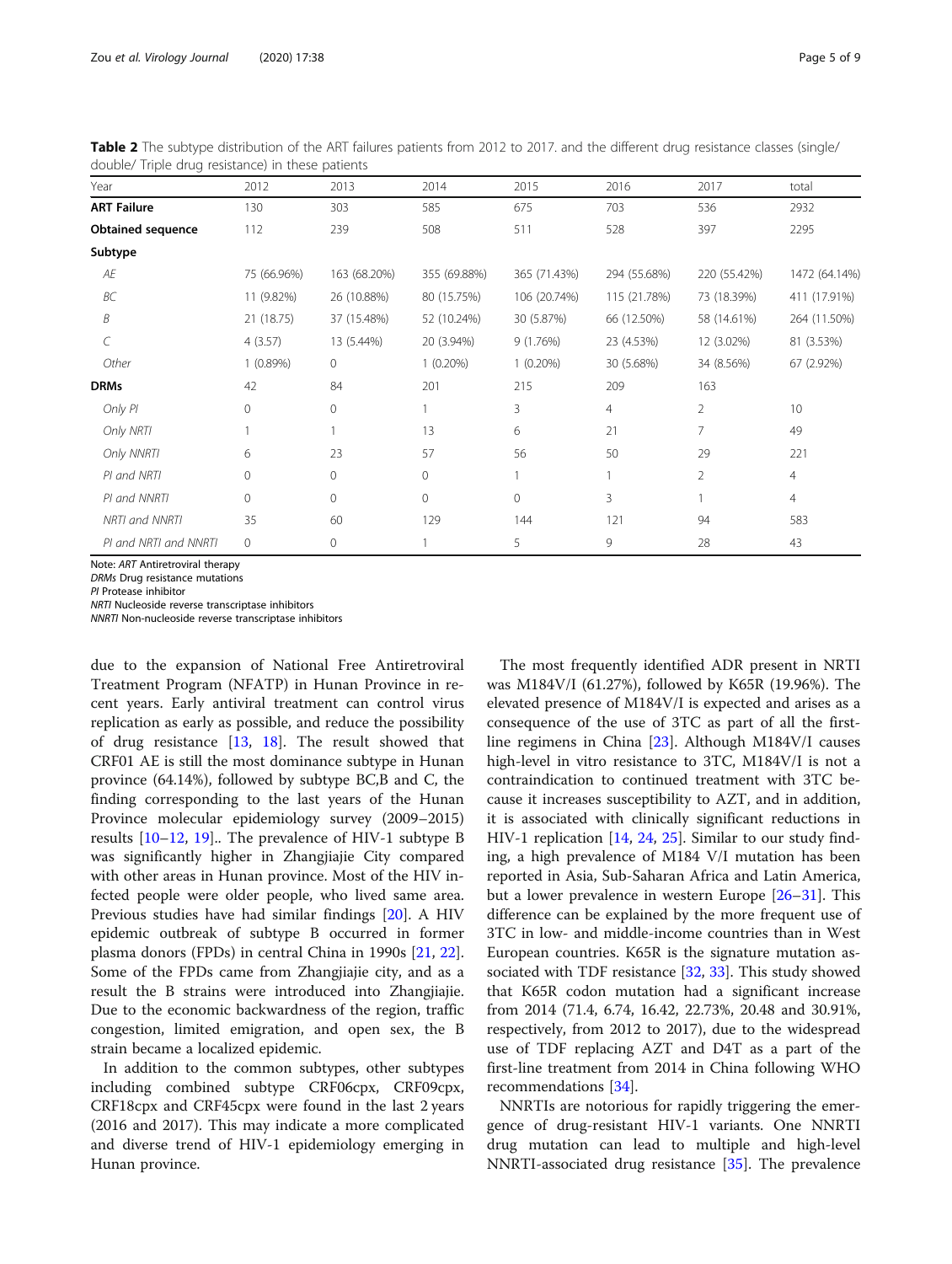**Table 2** The subtype distribution of the ART failures patients from 2012 to 2017. and the different drug resistance classes (single/ double/ Triple drug resistance) in these patients

| Year | 2012 | 2013 | 2014 | 2015 | 2016 | 2017 | total |
|---|---|---|---|---|---|---|---|
| **ART Failure** | 130 | 303 | 585 | 675 | 703 | 536 | 2932 |
| **Obtained sequence** | 112 | 239 | 508 | 511 | 528 | 397 | 2295 |
| **Subtype** | | | | | | | |
| *AE* | 75 (66.96%) | 163 (68.20%) | 355 (69.88%) | 365 (71.43%) | 294 (55.68%) | 220 (55.42%) | 1472 (64.14%) |
| *BC* | 11 (9.82%) | 26 (10.88%) | 80 (15.75%) | 106 (20.74%) | 115 (21.78%) | 73 (18.39%) | 411 (17.91%) |
| *B* | 21 (18.75) | 37 (15.48%) | 52 (10.24%) | 30 (5.87%) | 66 (12.50%) | 58 (14.61%) | 264 (11.50%) |
| *C* | 4 (3.57) | 13 (5.44%) | 20 (3.94%) | 9 (1.76%) | 23 (4.53%) | 12 (3.02%) | 81 (3.53%) |
| *Other* | 1 (0.89%) | 0 | 1 (0.20%) | 1 (0.20%) | 30 (5.68%) | 34 (8.56%) | 67 (2.92%) |
| **DRMs** | 42 | 84 | 201 | 215 | 209 | 163 | |
| *Only PI* | 0 | 0 | 1 | 3 | 4 | 2 | 10 |
| *Only NRTI* | 1 | 1 | 13 | 6 | 21 | 7 | 49 |
| *Only NNRTI* | 6 | 23 | 57 | 56 | 50 | 29 | 221 |
| *PI and NRTI* | 0 | 0 | 0 | 1 | 1 | 2 | 4 |
| *PI and NNRTI* | 0 | 0 | 0 | 0 | 3 | 1 | 4 |
| *NRTI and NNRTI* | 35 | 60 | 129 | 144 | 121 | 94 | 583 |
| *PI and NRTI and NNRTI* | 0 | 0 | 1 | 5 | 9 | 28 | 43 |

Note: *ART* Antiretroviral therapy
*DRMs* Drug resistance mutations
*PI* Protease inhibitor
*NRTI* Nucleoside reverse transcriptase inhibitors
*NNRTI* Non-nucleoside reverse transcriptase inhibitors

due to the expansion of National Free Antiretroviral Treatment Program (NFATP) in Hunan Province in recent years. Early antiviral treatment can control virus replication as early as possible, and reduce the possibility of drug resistance [13, 18]. The result showed that CRF01 AE is still the most dominance subtype in Hunan province (64.14%), followed by subtype BC,B and C, the finding corresponding to the last years of the Hunan Province molecular epidemiology survey (2009–2015) results [10–12, 19].. The prevalence of HIV-1 subtype B was significantly higher in Zhangjiajie City compared with other areas in Hunan province. Most of the HIV infected people were older people, who lived same area. Previous studies have had similar findings [20]. A HIV epidemic outbreak of subtype B occurred in former plasma donors (FPDs) in central China in 1990s [21, 22]. Some of the FPDs came from Zhangjiajie city, and as a result the B strains were introduced into Zhangjiajie. Due to the economic backwardness of the region, traffic congestion, limited emigration, and open sex, the B strain became a localized epidemic.

In addition to the common subtypes, other subtypes including combined subtype CRF06cpx, CRF09cpx, CRF18cpx and CRF45cpx were found in the last 2 years (2016 and 2017). This may indicate a more complicated and diverse trend of HIV-1 epidemiology emerging in Hunan province.

The most frequently identified ADR present in NRTI was M184V/I (61.27%), followed by K65R (19.96%). The elevated presence of M184V/I is expected and arises as a consequence of the use of 3TC as part of all the first-line regimens in China [23]. Although M184V/I causes high-level in vitro resistance to 3TC, M184V/I is not a contraindication to continued treatment with 3TC because it increases susceptibility to AZT, and in addition, it is associated with clinically significant reductions in HIV-1 replication [14, 24, 25]. Similar to our study finding, a high prevalence of M184 V/I mutation has been reported in Asia, Sub-Saharan Africa and Latin America, but a lower prevalence in western Europe [26–31]. This difference can be explained by the more frequent use of 3TC in low- and middle-income countries than in West European countries. K65R is the signature mutation associated with TDF resistance [32, 33]. This study showed that K65R codon mutation had a significant increase from 2014 (71.4, 6.74, 16.42, 22.73%, 20.48 and 30.91%, respectively, from 2012 to 2017), due to the widespread use of TDF replacing AZT and D4T as a part of the first-line treatment from 2014 in China following WHO recommendations [34].

NNRTIs are notorious for rapidly triggering the emergence of drug-resistant HIV-1 variants. One NNRTI drug mutation can lead to multiple and high-level NNRTI-associated drug resistance [35]. The prevalence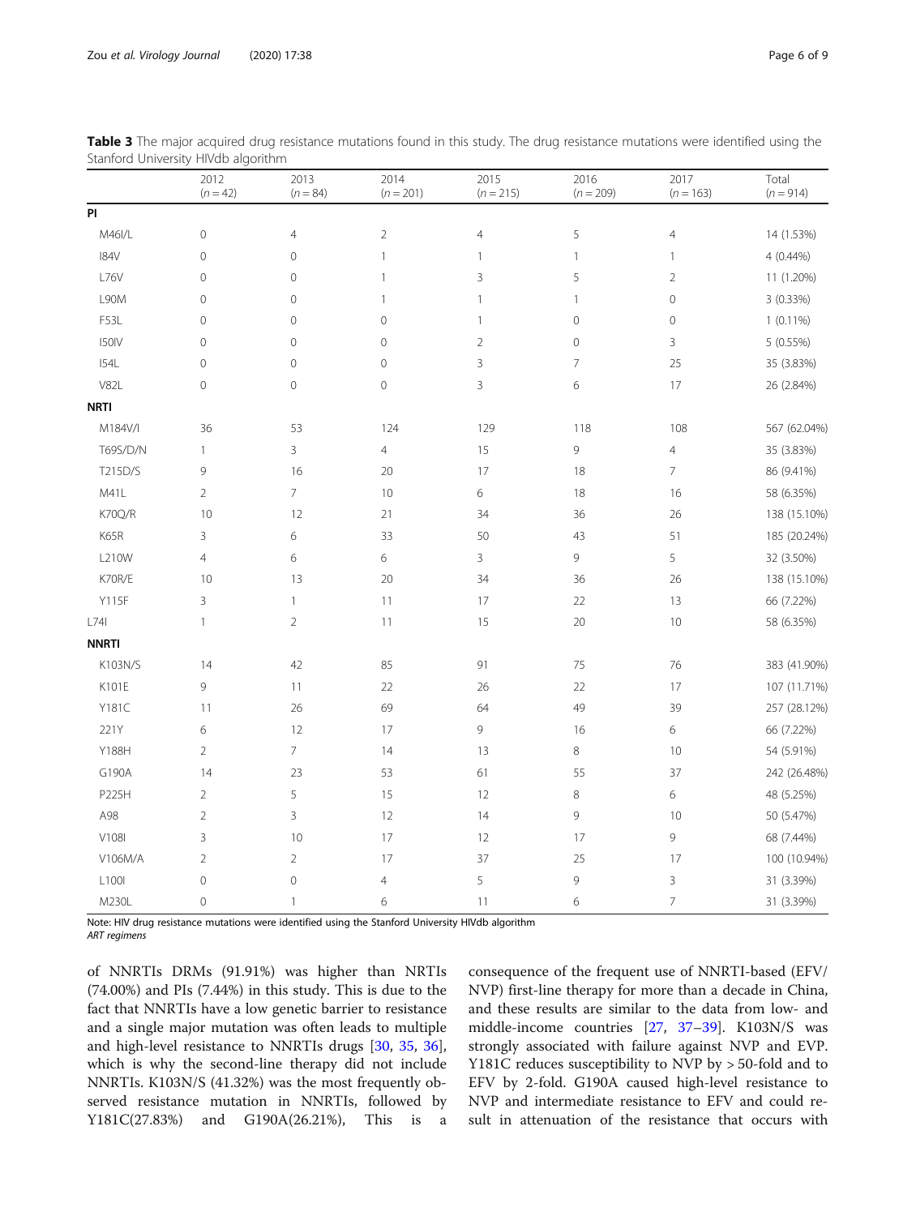**Table 3** The major acquired drug resistance mutations found in this study. The drug resistance mutations were identified using the Stanford University HIVdb algorithm

| | 2012 (n = 42) | 2013 (n = 84) | 2014 (n = 201) | 2015 (n = 215) | 2016 (n = 209) | 2017 (n = 163) | Total (n = 914) |
|---|---|---|---|---|---|---|---|
| **PI** | | | | | | | |
| M46I/L | 0 | 4 | 2 | 4 | 5 | 4 | 14 (1.53%) |
| I84V | 0 | 0 | 1 | 1 | 1 | 1 | 4 (0.44%) |
| L76V | 0 | 0 | 1 | 3 | 5 | 2 | 11 (1.20%) |
| L90M | 0 | 0 | 1 | 1 | 1 | 0 | 3 (0.33%) |
| F53L | 0 | 0 | 0 | 1 | 0 | 0 | 1 (0.11%) |
| I50IV | 0 | 0 | 0 | 2 | 0 | 3 | 5 (0.55%) |
| I54L | 0 | 0 | 0 | 3 | 7 | 25 | 35 (3.83%) |
| V82L | 0 | 0 | 0 | 3 | 6 | 17 | 26 (2.84%) |
| **NRTI** | | | | | | | |
| M184V/I | 36 | 53 | 124 | 129 | 118 | 108 | 567 (62.04%) |
| T69S/D/N | 1 | 3 | 4 | 15 | 9 | 4 | 35 (3.83%) |
| T215D/S | 9 | 16 | 20 | 17 | 18 | 7 | 86 (9.41%) |
| M41L | 2 | 7 | 10 | 6 | 18 | 16 | 58 (6.35%) |
| K70Q/R | 10 | 12 | 21 | 34 | 36 | 26 | 138 (15.10%) |
| K65R | 3 | 6 | 33 | 50 | 43 | 51 | 185 (20.24%) |
| L210W | 4 | 6 | 6 | 3 | 9 | 5 | 32 (3.50%) |
| K70R/E | 10 | 13 | 20 | 34 | 36 | 26 | 138 (15.10%) |
| Y115F | 3 | 1 | 11 | 17 | 22 | 13 | 66 (7.22%) |
| L74I | 1 | 2 | 11 | 15 | 20 | 10 | 58 (6.35%) |
| **NNRTI** | | | | | | | |
| K103N/S | 14 | 42 | 85 | 91 | 75 | 76 | 383 (41.90%) |
| K101E | 9 | 11 | 22 | 26 | 22 | 17 | 107 (11.71%) |
| Y181C | 11 | 26 | 69 | 64 | 49 | 39 | 257 (28.12%) |
| 221Y | 6 | 12 | 17 | 9 | 16 | 6 | 66 (7.22%) |
| Y188H | 2 | 7 | 14 | 13 | 8 | 10 | 54 (5.91%) |
| G190A | 14 | 23 | 53 | 61 | 55 | 37 | 242 (26.48%) |
| P225H | 2 | 5 | 15 | 12 | 8 | 6 | 48 (5.25%) |
| A98 | 2 | 3 | 12 | 14 | 9 | 10 | 50 (5.47%) |
| V108I | 3 | 10 | 17 | 12 | 17 | 9 | 68 (7.44%) |
| V106M/A | 2 | 2 | 17 | 37 | 25 | 17 | 100 (10.94%) |
| L100I | 0 | 0 | 4 | 5 | 9 | 3 | 31 (3.39%) |
| M230L | 0 | 1 | 6 | 11 | 6 | 7 | 31 (3.39%) |

Note: HIV drug resistance mutations were identified using the Stanford University HIVdb algorithm
*ART regimens*

of NNRTIs DRMs (91.91%) was higher than NRTIs (74.00%) and PIs (7.44%) in this study. This is due to the fact that NNRTIs have a low genetic barrier to resistance and a single major mutation was often leads to multiple and high-level resistance to NNRTIs drugs [30, 35, 36], which is why the second-line therapy did not include NNRTIs. K103N/S (41.32%) was the most frequently observed resistance mutation in NNRTIs, followed by Y181C(27.83%) and G190A(26.21%), This is a consequence of the frequent use of NNRTI-based (EFV/NVP) first-line therapy for more than a decade in China, and these results are similar to the data from low- and middle-income countries [27, 37–39]. K103N/S was strongly associated with failure against NVP and EVP. Y181C reduces susceptibility to NVP by > 50-fold and to EFV by 2-fold. G190A caused high-level resistance to NVP and intermediate resistance to EFV and could result in attenuation of the resistance that occurs with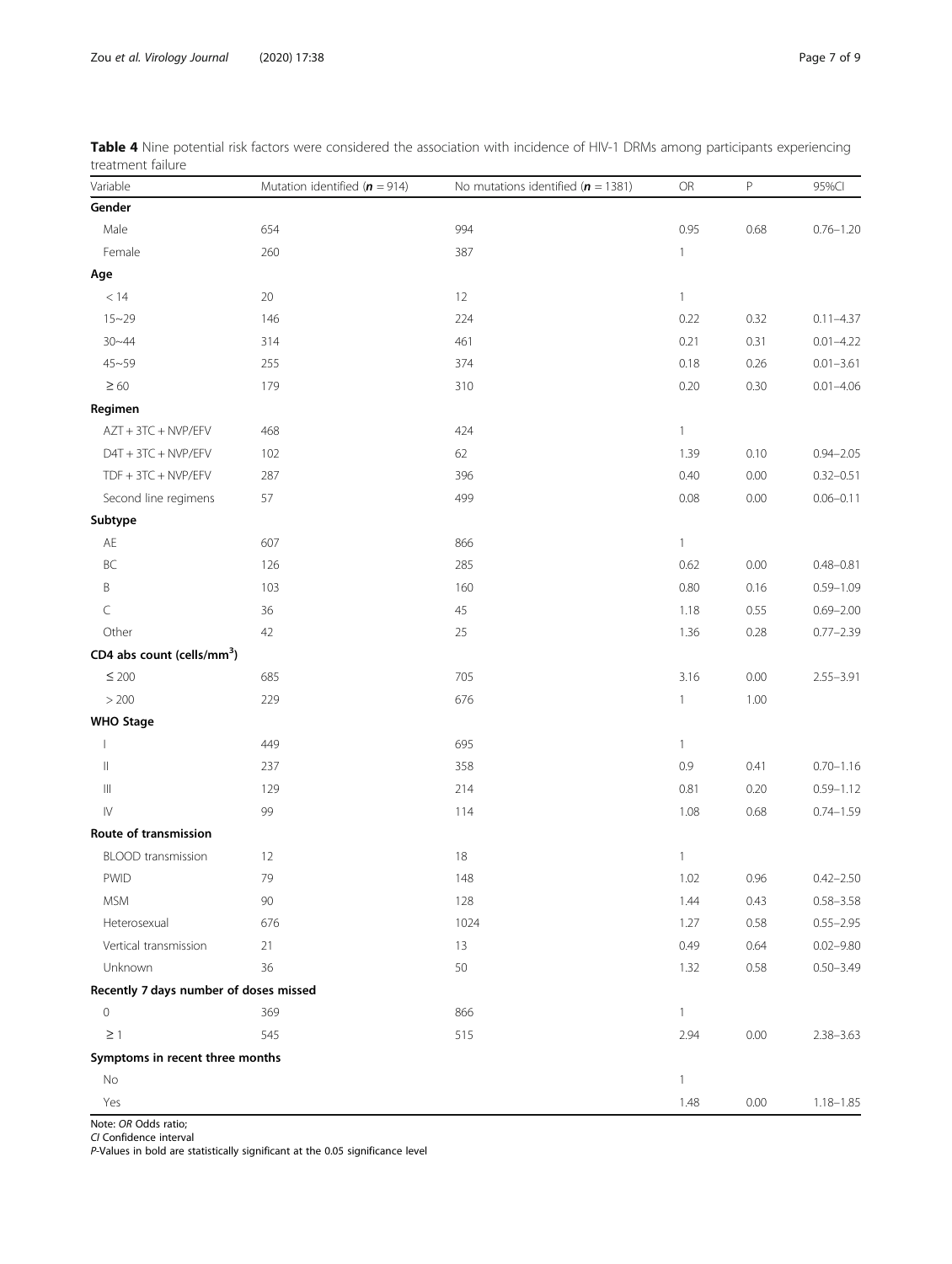**Table 4** Nine potential risk factors were considered the association with incidence of HIV-1 DRMs among participants experiencing treatment failure

| Variable | Mutation identified (***n*** = 914) | No mutations identified (***n*** = 1381) | OR | P | 95%CI |
|---|---|---|---|---|---|
| **Gender** | | | | | |
| Male | 654 | 994 | 0.95 | 0.68 | 0.76–1.20 |
| Female | 260 | 387 | 1 | | |
| **Age** | | | | | |
| < 14 | 20 | 12 | 1 | | |
| 15~29 | 146 | 224 | 0.22 | 0.32 | 0.11–4.37 |
| 30~44 | 314 | 461 | 0.21 | 0.31 | 0.01–4.22 |
| 45~59 | 255 | 374 | 0.18 | 0.26 | 0.01–3.61 |
| ≥ 60 | 179 | 310 | 0.20 | 0.30 | 0.01–4.06 |
| **Regimen** | | | | | |
| AZT + 3TC + NVP/EFV | 468 | 424 | 1 | | |
| D4T + 3TC + NVP/EFV | 102 | 62 | 1.39 | 0.10 | 0.94–2.05 |
| TDF + 3TC + NVP/EFV | 287 | 396 | 0.40 | 0.00 | 0.32–0.51 |
| Second line regimens | 57 | 499 | 0.08 | 0.00 | 0.06–0.11 |
| **Subtype** | | | | | |
| AE | 607 | 866 | 1 | | |
| BC | 126 | 285 | 0.62 | 0.00 | 0.48–0.81 |
| B | 103 | 160 | 0.80 | 0.16 | 0.59–1.09 |
| C | 36 | 45 | 1.18 | 0.55 | 0.69–2.00 |
| Other | 42 | 25 | 1.36 | 0.28 | 0.77–2.39 |
| **CD4 abs count (cells/mm$^3$)** | | | | | |
| ≤ 200 | 685 | 705 | 3.16 | 0.00 | 2.55–3.91 |
| > 200 | 229 | 676 | 1 | 1.00 | |
| **WHO Stage** | | | | | |
| I | 449 | 695 | 1 | | |
| II | 237 | 358 | 0.9 | 0.41 | 0.70–1.16 |
| III | 129 | 214 | 0.81 | 0.20 | 0.59–1.12 |
| IV | 99 | 114 | 1.08 | 0.68 | 0.74–1.59 |
| **Route of transmission** | | | | | |
| BLOOD transmission | 12 | 18 | 1 | | |
| PWID | 79 | 148 | 1.02 | 0.96 | 0.42–2.50 |
| MSM | 90 | 128 | 1.44 | 0.43 | 0.58–3.58 |
| Heterosexual | 676 | 1024 | 1.27 | 0.58 | 0.55–2.95 |
| Vertical transmission | 21 | 13 | 0.49 | 0.64 | 0.02–9.80 |
| Unknown | 36 | 50 | 1.32 | 0.58 | 0.50–3.49 |
| **Recently 7 days number of doses missed** | | | | | |
| 0 | 369 | 866 | 1 | | |
| ≥ 1 | 545 | 515 | 2.94 | 0.00 | 2.38–3.63 |
| **Symptoms in recent three months** | | | | | |
| No | | | 1 | | |
| Yes | | | 1.48 | 0.00 | 1.18–1.85 |

Note: *OR* Odds ratio;
*CI* Confidence interval
*P*-Values in bold are statistically significant at the 0.05 significance level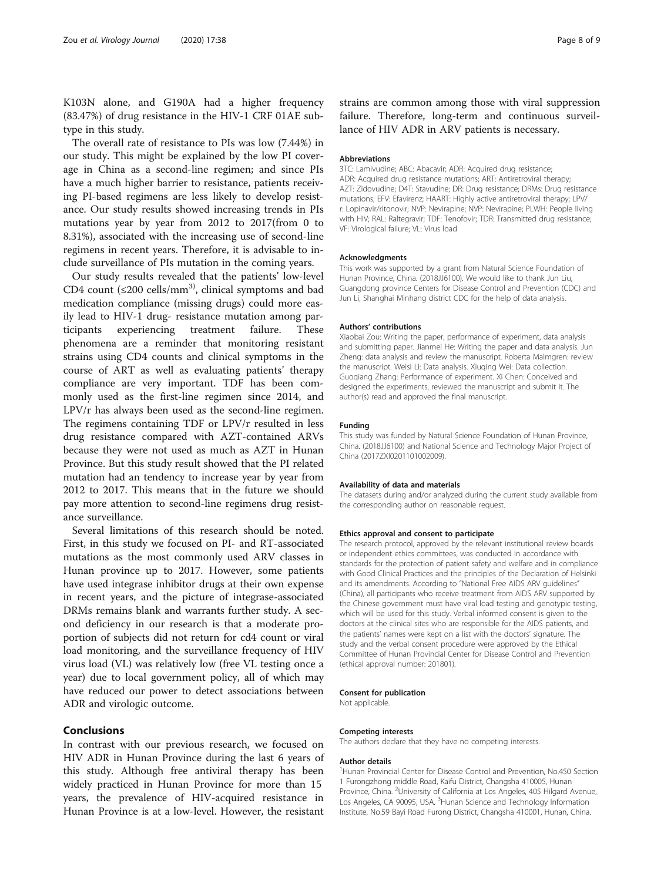K103N alone, and G190A had a higher frequency (83.47%) of drug resistance in the HIV-1 CRF 01AE subtype in this study.

The overall rate of resistance to PIs was low (7.44%) in our study. This might be explained by the low PI coverage in China as a second-line regimen; and since PIs have a much higher barrier to resistance, patients receiving PI-based regimens are less likely to develop resistance. Our study results showed increasing trends in PIs mutations year by year from 2012 to 2017(from 0 to 8.31%), associated with the increasing use of second-line regimens in recent years. Therefore, it is advisable to include surveillance of PIs mutation in the coming years.

Our study results revealed that the patients' low-level CD4 count (≤200 cells/mm$^{3}$), clinical symptoms and bad medication compliance (missing drugs) could more easily lead to HIV-1 drug- resistance mutation among participants experiencing treatment failure. These phenomena are a reminder that monitoring resistant strains using CD4 counts and clinical symptoms in the course of ART as well as evaluating patients' therapy compliance are very important. TDF has been commonly used as the first-line regimen since 2014, and LPV/r has always been used as the second-line regimen. The regimens containing TDF or LPV/r resulted in less drug resistance compared with AZT-contained ARVs because they were not used as much as AZT in Hunan Province. But this study result showed that the PI related mutation had an tendency to increase year by year from 2012 to 2017. This means that in the future we should pay more attention to second-line regimens drug resistance surveillance.

Several limitations of this research should be noted. First, in this study we focused on PI- and RT-associated mutations as the most commonly used ARV classes in Hunan province up to 2017. However, some patients have used integrase inhibitor drugs at their own expense in recent years, and the picture of integrase-associated DRMs remains blank and warrants further study. A second deficiency in our research is that a moderate proportion of subjects did not return for cd4 count or viral load monitoring, and the surveillance frequency of HIV virus load (VL) was relatively low (free VL testing once a year) due to local government policy, all of which may have reduced our power to detect associations between ADR and virologic outcome.

## Conclusions

In contrast with our previous research, we focused on HIV ADR in Hunan Province during the last 6 years of this study. Although free antiviral therapy has been widely practiced in Hunan Province for more than 15 years, the prevalence of HIV-acquired resistance in Hunan Province is at a low-level. However, the resistant strains are common among those with viral suppression failure. Therefore, long-term and continuous surveillance of HIV ADR in ARV patients is necessary.

#### Abbreviations

3TC: Lamivudine; ABC: Abacavir; ADR: Acquired drug resistance; ADR: Acquired drug resistance mutations; ART: Antiretroviral therapy; AZT: Zidovudine; D4T: Stavudine; DR: Drug resistance; DRMs: Drug resistance mutations; EFV: Efavirenz; HAART: Highly active antiretroviral therapy; LPV/r: Lopinavir/ritonovir; NVP: Nevirapine; NVP: Nevirapine; PLWH: People living with HIV; RAL: Raltegravir; TDF: Tenofovir; TDR: Transmitted drug resistance; VF: Virological failure; VL: Virus load

#### Acknowledgments

This work was supported by a grant from Natural Science Foundation of Hunan Province, China. (2018JJ6100). We would like to thank Jun Liu, Guangdong province Centers for Disease Control and Prevention (CDC) and Jun Li, Shanghai Minhang district CDC for the help of data analysis.

#### Authors' contributions

Xiaobai Zou: Writing the paper, performance of experiment, data analysis and submitting paper. Jianmei He: Writing the paper and data analysis. Jun Zheng: data analysis and review the manuscript. Roberta Malmgren: review the manuscript. Weisi Li: Data analysis. Xiuqing Wei: Data collection. Guoqiang Zhang: Performance of experiment. Xi Chen: Conceived and designed the experiments, reviewed the manuscript and submit it. The author(s) read and approved the final manuscript.

#### Funding

This study was funded by Natural Science Foundation of Hunan Province, China. (2018JJ6100) and National Science and Technology Major Project of China (2017ZX10201101002009).

#### Availability of data and materials

The datasets during and/or analyzed during the current study available from the corresponding author on reasonable request.

#### Ethics approval and consent to participate

The research protocol, approved by the relevant institutional review boards or independent ethics committees, was conducted in accordance with standards for the protection of patient safety and welfare and in compliance with Good Clinical Practices and the principles of the Declaration of Helsinki and its amendments. According to "National Free AIDS ARV guidelines" (China), all participants who receive treatment from AIDS ARV supported by the Chinese government must have viral load testing and genotypic testing, which will be used for this study. Verbal informed consent is given to the doctors at the clinical sites who are responsible for the AIDS patients, and the patients' names were kept on a list with the doctors' signature. The study and the verbal consent procedure were approved by the Ethical Committee of Hunan Provincial Center for Disease Control and Prevention (ethical approval number: 201801).

#### Consent for publication

Not applicable.

#### Competing interests

The authors declare that they have no competing interests.

#### Author details

[1]Hunan Provincial Center for Disease Control and Prevention, No.450 Section 1 Furongzhong middle Road, Kaifu District, Changsha 410005, Hunan Province, China. [2]University of California at Los Angeles, 405 Hilgard Avenue, Los Angeles, CA 90095, USA. [3]Hunan Science and Technology Information Institute, No.59 Bayi Road Furong District, Changsha 410001, Hunan, China.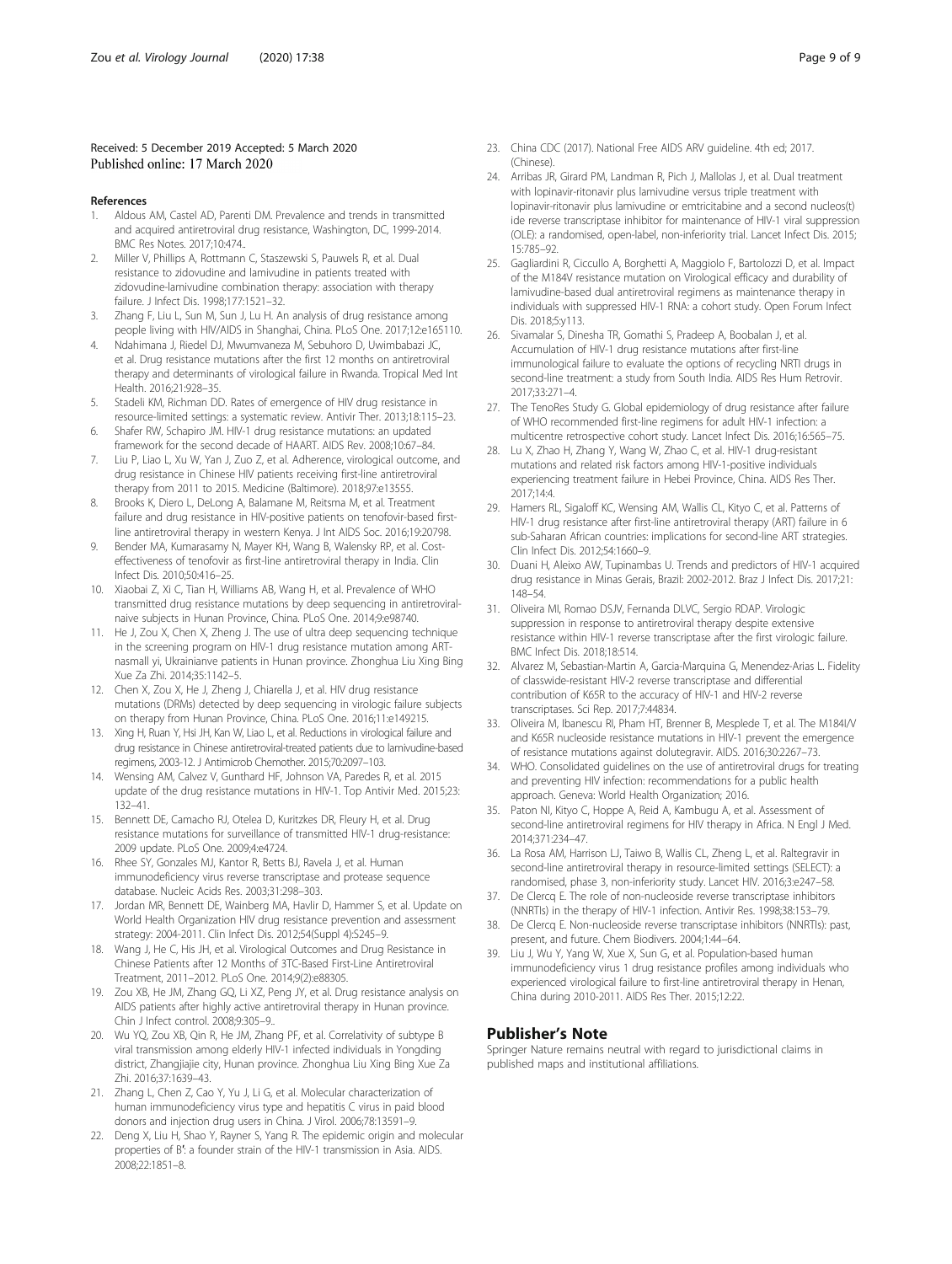Received: 5 December 2019 Accepted: 5 March 2020
Published online: 17 March 2020

## References

1. Aldous AM, Castel AD, Parenti DM. Prevalence and trends in transmitted and acquired antiretroviral drug resistance, Washington, DC, 1999-2014. BMC Res Notes. 2017;10:474..
2. Miller V, Phillips A, Rottmann C, Staszewski S, Pauwels R, et al. Dual resistance to zidovudine and lamivudine in patients treated with zidovudine-lamivudine combination therapy: association with therapy failure. J Infect Dis. 1998;177:1521–32.
3. Zhang F, Liu L, Sun M, Sun J, Lu H. An analysis of drug resistance among people living with HIV/AIDS in Shanghai, China. PLoS One. 2017;12:e165110.
4. Ndahimana J, Riedel DJ, Mwumvaneza M, Sebuhoro D, Uwimbabazi JC, et al. Drug resistance mutations after the first 12 months on antiretroviral therapy and determinants of virological failure in Rwanda. Tropical Med Int Health. 2016;21:928–35.
5. Stadeli KM, Richman DD. Rates of emergence of HIV drug resistance in resource-limited settings: a systematic review. Antivir Ther. 2013;18:115–23.
6. Shafer RW, Schapiro JM. HIV-1 drug resistance mutations: an updated framework for the second decade of HAART. AIDS Rev. 2008;10:67–84.
7. Liu P, Liao L, Xu W, Yan J, Zuo Z, et al. Adherence, virological outcome, and drug resistance in Chinese HIV patients receiving first-line antiretroviral therapy from 2011 to 2015. Medicine (Baltimore). 2018;97:e13555.
8. Brooks K, Diero L, DeLong A, Balamane M, Reitsma M, et al. Treatment failure and drug resistance in HIV-positive patients on tenofovir-based first-line antiretroviral therapy in western Kenya. J Int AIDS Soc. 2016;19:20798.
9. Bender MA, Kumarasamy N, Mayer KH, Wang B, Walensky RP, et al. Cost-effectiveness of tenofovir as first-line antiretroviral therapy in India. Clin Infect Dis. 2010;50:416–25.
10. Xiaobai Z, Xi C, Tian H, Williams AB, Wang H, et al. Prevalence of WHO transmitted drug resistance mutations by deep sequencing in antiretroviral-naive subjects in Hunan Province, China. PLoS One. 2014;9:e98740.
11. He J, Zou X, Chen X, Zheng J. The use of ultra deep sequencing technique in the screening program on HIV-1 drug resistance mutation among ART-nasmall yi, Ukrainianve patients in Hunan province. Zhonghua Liu Xing Bing Xue Za Zhi. 2014;35:1142–5.
12. Chen X, Zou X, He J, Zheng J, Chiarella J, et al. HIV drug resistance mutations (DRMs) detected by deep sequencing in virologic failure subjects on therapy from Hunan Province, China. PLoS One. 2016;11:e149215.
13. Xing H, Ruan Y, Hsi JH, Kan W, Liao L, et al. Reductions in virological failure and drug resistance in Chinese antiretroviral-treated patients due to lamivudine-based regimens, 2003-12. J Antimicrob Chemother. 2015;70:2097–103.
14. Wensing AM, Calvez V, Gunthard HF, Johnson VA, Paredes R, et al. 2015 update of the drug resistance mutations in HIV-1. Top Antivir Med. 2015;23:132–41.
15. Bennett DE, Camacho RJ, Otelea D, Kuritzkes DR, Fleury H, et al. Drug resistance mutations for surveillance of transmitted HIV-1 drug-resistance: 2009 update. PLoS One. 2009;4:e4724.
16. Rhee SY, Gonzales MJ, Kantor R, Betts BJ, Ravela J, et al. Human immunodeficiency virus reverse transcriptase and protease sequence database. Nucleic Acids Res. 2003;31:298–303.
17. Jordan MR, Bennett DE, Wainberg MA, Havlir D, Hammer S, et al. Update on World Health Organization HIV drug resistance prevention and assessment strategy: 2004-2011. Clin Infect Dis. 2012;54(Suppl 4):S245–9.
18. Wang J, He C, His JH, et al. Virological Outcomes and Drug Resistance in Chinese Patients after 12 Months of 3TC-Based First-Line Antiretroviral Treatment, 2011–2012. PLoS One. 2014;9(2):e88305.
19. Zou XB, He JM, Zhang GQ, Li XZ, Peng JY, et al. Drug resistance analysis on AIDS patients after highly active antiretroviral therapy in Hunan province. Chin J Infect control. 2008;9:305–9..
20. Wu YQ, Zou XB, Qin R, He JM, Zhang PF, et al. Correlativity of subtype B viral transmission among elderly HIV-1 infected individuals in Yongding district, Zhangjiajie city, Hunan province. Zhonghua Liu Xing Bing Xue Za Zhi. 2016;37:1639–43.
21. Zhang L, Chen Z, Cao Y, Yu J, Li G, et al. Molecular characterization of human immunodeficiency virus type and hepatitis C virus in paid blood donors and injection drug users in China. J Virol. 2006;78:13591–9.
22. Deng X, Liu H, Shao Y, Rayner S, Yang R. The epidemic origin and molecular properties of B': a founder strain of the HIV-1 transmission in Asia. AIDS. 2008;22:1851–8.
23. China CDC (2017). National Free AIDS ARV guideline. 4th ed; 2017. (Chinese).
24. Arribas JR, Girard PM, Landman R, Pich J, Mallolas J, et al. Dual treatment with lopinavir-ritonavir plus lamivudine versus triple treatment with lopinavir-ritonavir plus lamivudine or emtricitabine and a second nucleos(t) ide reverse transcriptase inhibitor for maintenance of HIV-1 viral suppression (OLE): a randomised, open-label, non-inferiority trial. Lancet Infect Dis. 2015;15:785–92.
25. Gagliardini R, Ciccullo A, Borghetti A, Maggiolo F, Bartolozzi D, et al. Impact of the M184V resistance mutation on Virological efficacy and durability of lamivudine-based dual antiretroviral regimens as maintenance therapy in individuals with suppressed HIV-1 RNA: a cohort study. Open Forum Infect Dis. 2018;5:y113.
26. Sivamalar S, Dinesha TR, Gomathi S, Pradeep A, Boobalan J, et al. Accumulation of HIV-1 drug resistance mutations after first-line immunological failure to evaluate the options of recycling NRTI drugs in second-line treatment: a study from South India. AIDS Res Hum Retrovir. 2017;33:271–4.
27. The TenoRes Study G. Global epidemiology of drug resistance after failure of WHO recommended first-line regimens for adult HIV-1 infection: a multicentre retrospective cohort study. Lancet Infect Dis. 2016;16:565–75.
28. Lu X, Zhao H, Zhang Y, Wang W, Zhao C, et al. HIV-1 drug-resistant mutations and related risk factors among HIV-1-positive individuals experiencing treatment failure in Hebei Province, China. AIDS Res Ther. 2017;14:4.
29. Hamers RL, Sigaloff KC, Wensing AM, Wallis CL, Kityo C, et al. Patterns of HIV-1 drug resistance after first-line antiretroviral therapy (ART) failure in 6 sub-Saharan African countries: implications for second-line ART strategies. Clin Infect Dis. 2012;54:1660–9.
30. Duani H, Aleixo AW, Tupinambas U. Trends and predictors of HIV-1 acquired drug resistance in Minas Gerais, Brazil: 2002-2012. Braz J Infect Dis. 2017;21:148–54.
31. Oliveira MI, Romao DSJV, Fernanda DLVC, Sergio RDAP. Virologic suppression in response to antiretroviral therapy despite extensive resistance within HIV-1 reverse transcriptase after the first virologic failure. BMC Infect Dis. 2018;18:514.
32. Alvarez M, Sebastian-Martin A, Garcia-Marquina G, Menendez-Arias L. Fidelity of classwide-resistant HIV-2 reverse transcriptase and differential contribution of K65R to the accuracy of HIV-1 and HIV-2 reverse transcriptases. Sci Rep. 2017;7:44834.
33. Oliveira M, Ibanescu RI, Pham HT, Brenner B, Mesplede T, et al. The M184I/V and K65R nucleoside resistance mutations in HIV-1 prevent the emergence of resistance mutations against dolutegravir. AIDS. 2016;30:2267–73.
34. WHO. Consolidated guidelines on the use of antiretroviral drugs for treating and preventing HIV infection: recommendations for a public health approach. Geneva: World Health Organization; 2016.
35. Paton NI, Kityo C, Hoppe A, Reid A, Kambugu A, et al. Assessment of second-line antiretroviral regimens for HIV therapy in Africa. N Engl J Med. 2014;371:234–47.
36. La Rosa AM, Harrison LJ, Taiwo B, Wallis CL, Zheng L, et al. Raltegravir in second-line antiretroviral therapy in resource-limited settings (SELECT): a randomised, phase 3, non-inferiority study. Lancet HIV. 2016;3:e247–58.
37. De Clercq E. The role of non-nucleoside reverse transcriptase inhibitors (NNRTIs) in the therapy of HIV-1 infection. Antivir Res. 1998;38:153–79.
38. De Clercq E. Non-nucleoside reverse transcriptase inhibitors (NNRTIs): past, present, and future. Chem Biodivers. 2004;1:44–64.
39. Liu J, Wu Y, Yang W, Xue X, Sun G, et al. Population-based human immunodeficiency virus 1 drug resistance profiles among individuals who experienced virological failure to first-line antiretroviral therapy in Henan, China during 2010-2011. AIDS Res Ther. 2015;12:22.

## Publisher's Note

Springer Nature remains neutral with regard to jurisdictional claims in published maps and institutional affiliations.